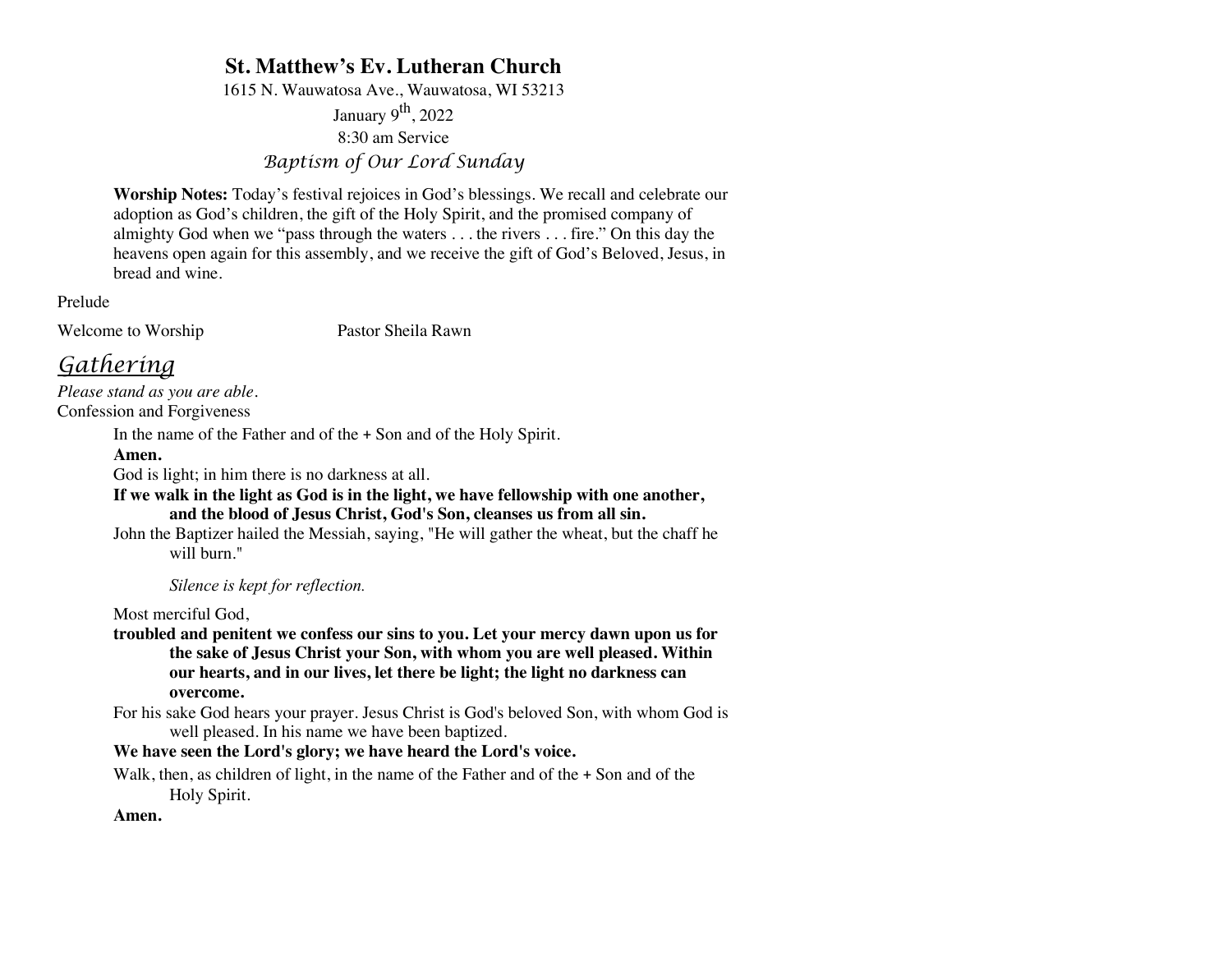# St. Matthew's Ev. Lutheran Church

1615 N. Wauwatosa Ave., Wauwatosa, WI 53213

January 9th, 2022

8:30 am Service

*Baptism of Our Lord Sunday*

**Worship Notes:** Today's festival rejoices in God's blessings. We recall and celebrate our adoption as God's children, the gift of the Holy Spirit, and the promised company of almighty God when we "pass through the waters . . . the rivers . . . fire." On this day the heavens open again for this assembly, and we receive the gift of God's Beloved, Jesus, in bread and wine.

Prelude

Welcome to Worship Pastor Sheila Rawn

## *Gathering*

*Please stand as you are able.*

Confession and Forgiveness

In the name of the Father and of the + Son and of the Holy Spirit.

**Amen.**

God is light; in him there is no darkness at all.

**If we walk in the light as God is in the light, we have fellowship with one another, and the blood of Jesus Christ, God's Son, cleanses us from all sin.**

John the Baptizer hailed the Messiah, saying, "He will gather the wheat, but the chaff he will burn."

*Silence is kept for reflection.*

Most merciful God,

**troubled and penitent we confess our sins to you. Let your mercy dawn upon us for the sake of Jesus Christ your Son, with whom you are well pleased. Within our hearts, and in our lives, let there be light; the light no darkness can overcome.**

For his sake God hears your prayer. Jesus Christ is God's beloved Son, with whom God is well pleased. In his name we have been baptized.

**We have seen the Lord's glory; we have heard the Lord's voice.**

Walk, then, as children of light, in the name of the Father and of the + Son and of the Holy Spirit.

**Amen.**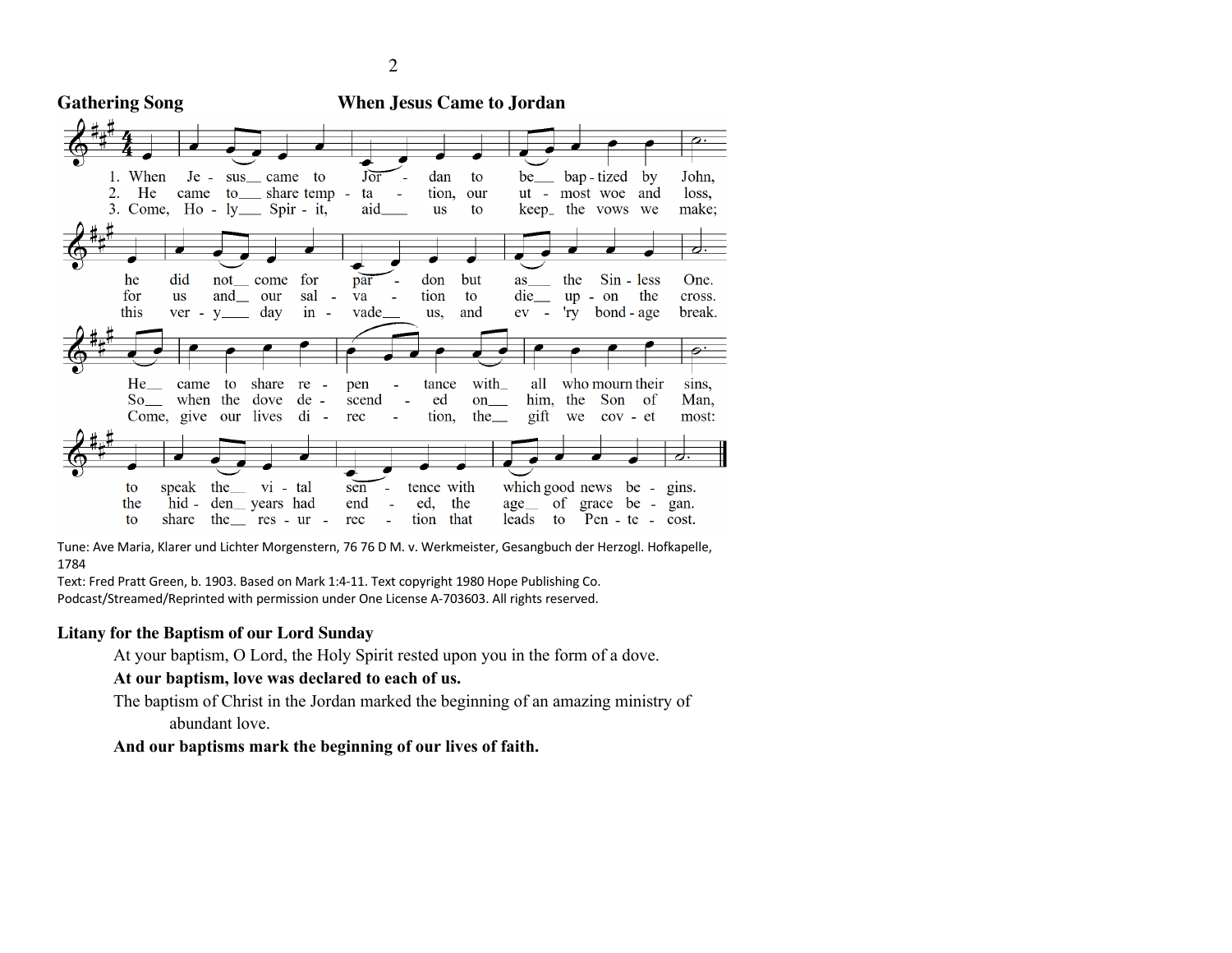**Gathering Song** **When Jesus Came to Jordan**

1. When Jesus came to Jordan to be baptized by John, he did not come for pardon but as the Sinless One. He came to share repentance with all who mourn their sins, to speak the vital sentence with which good news begins.

2. He came to share temptation, our utmost woe and loss, for us and our salvation to die upon the cross. So when the dove descended on him, the Son of Man, the hidden years had ended, the age of grace began.

3. Come, Holy Spirit, aid us to keep the vows we make; this very day invade us, and every bondage break. Come, give our lives direction, the gift we covet most: to share the resurrection that leads to Pentecost.

Tune: Ave Maria, Klarer und Lichter Morgenstern, 76 76 D M. v. Werkmeister, Gesangbuch der Herzogl. Hofkapelle, 1784
Text: Fred Pratt Green, b. 1903. Based on Mark 1:4-11. Text copyright 1980 Hope Publishing Co.
Podcast/Streamed/Reprinted with permission under One License A-703603. All rights reserved.

**Litany for the Baptism of our Lord Sunday**

At your baptism, O Lord, the Holy Spirit rested upon you in the form of a dove.

**At our baptism, love was declared to each of us.**

The baptism of Christ in the Jordan marked the beginning of an amazing ministry of abundant love.

**And our baptisms mark the beginning of our lives of faith.**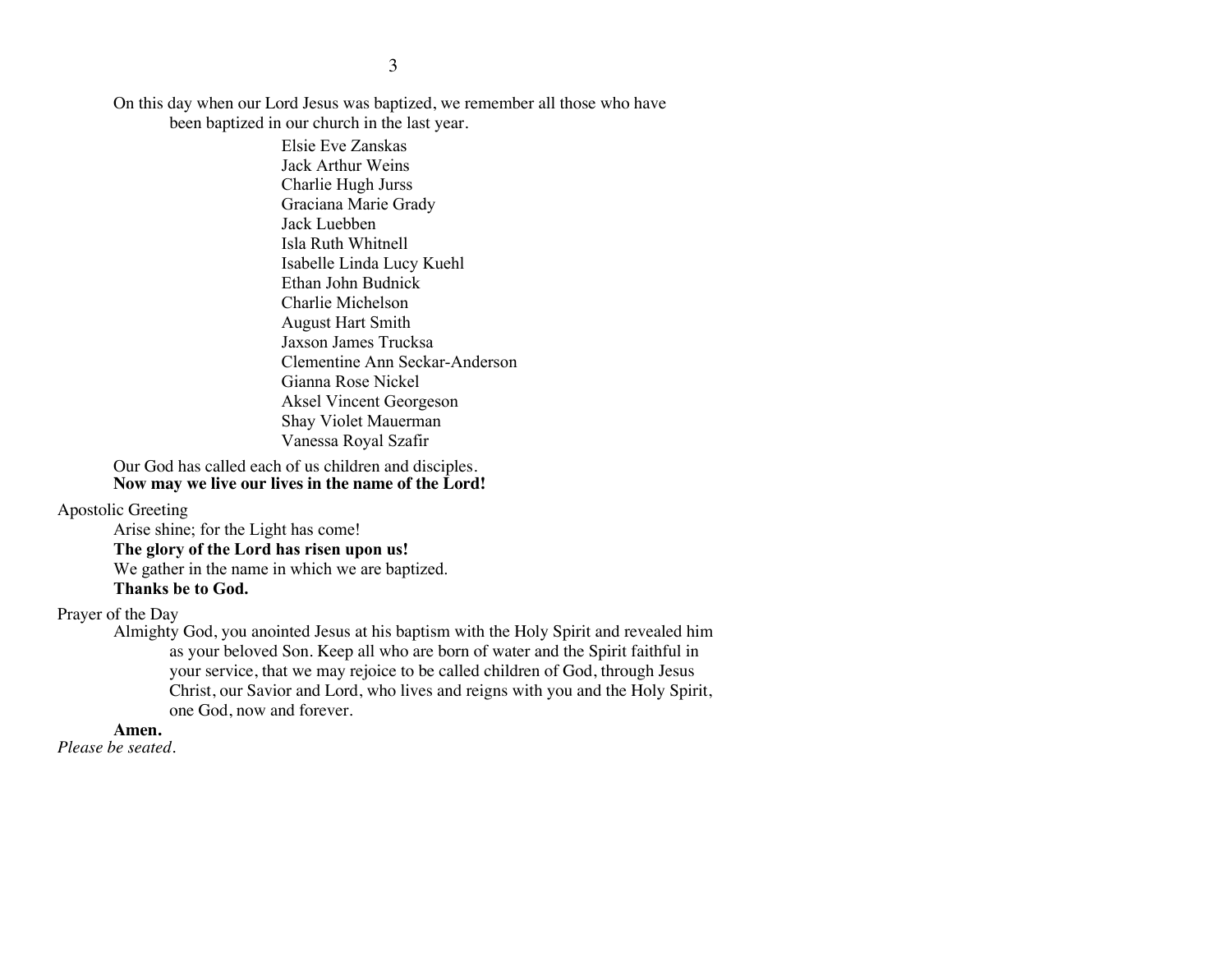On this day when our Lord Jesus was baptized, we remember all those who have been baptized in our church in the last year.

Elsie Eve Zanskas
Jack Arthur Weins
Charlie Hugh Jurss
Graciana Marie Grady
Jack Luebben
Isla Ruth Whitnell
Isabelle Linda Lucy Kuehl
Ethan John Budnick
Charlie Michelson
August Hart Smith
Jaxson James Trucksa
Clementine Ann Seckar-Anderson
Gianna Rose Nickel
Aksel Vincent Georgeson
Shay Violet Mauerman
Vanessa Royal Szafir

Our God has called each of us children and disciples.
**Now may we live our lives in the name of the Lord!**

Apostolic Greeting

Arise shine; for the Light has come!
**The glory of the Lord has risen upon us!**
We gather in the name in which we are baptized.
**Thanks be to God.**

Prayer of the Day

Almighty God, you anointed Jesus at his baptism with the Holy Spirit and revealed him as your beloved Son. Keep all who are born of water and the Spirit faithful in your service, that we may rejoice to be called children of God, through Jesus Christ, our Savior and Lord, who lives and reigns with you and the Holy Spirit, one God, now and forever.

**Amen.**

*Please be seated.*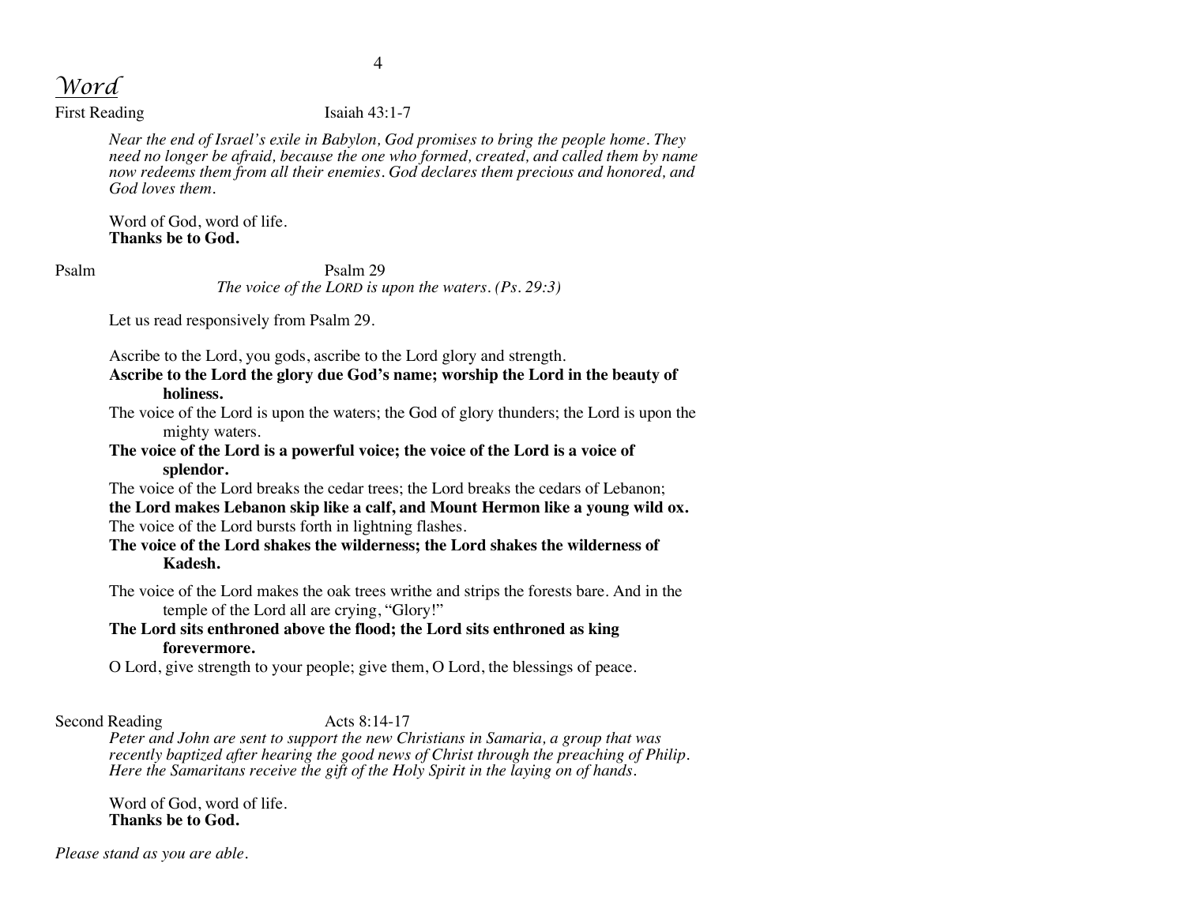## *Word*

First Reading Isaiah 43:1-7

*Near the end of Israel's exile in Babylon, God promises to bring the people home. They need no longer be afraid, because the one who formed, created, and called them by name now redeems them from all their enemies. God declares them precious and honored, and God loves them.*

Word of God, word of life.
**Thanks be to God.**

Psalm Psalm 29

*The voice of the LORD is upon the waters. (Ps. 29:3)*

Let us read responsively from Psalm 29.

Ascribe to the Lord, you gods, ascribe to the Lord glory and strength.
**Ascribe to the Lord the glory due God's name; worship the Lord in the beauty of holiness.**
The voice of the Lord is upon the waters; the God of glory thunders; the Lord is upon the mighty waters.
**The voice of the Lord is a powerful voice; the voice of the Lord is a voice of splendor.**
The voice of the Lord breaks the cedar trees; the Lord breaks the cedars of Lebanon;
**the Lord makes Lebanon skip like a calf, and Mount Hermon like a young wild ox.**
The voice of the Lord bursts forth in lightning flashes.
**The voice of the Lord shakes the wilderness; the Lord shakes the wilderness of Kadesh.**

The voice of the Lord makes the oak trees writhe and strips the forests bare. And in the temple of the Lord all are crying, "Glory!"
**The Lord sits enthroned above the flood; the Lord sits enthroned as king forevermore.**
O Lord, give strength to your people; give them, O Lord, the blessings of peace.

Second Reading Acts 8:14-17

*Peter and John are sent to support the new Christians in Samaria, a group that was recently baptized after hearing the good news of Christ through the preaching of Philip. Here the Samaritans receive the gift of the Holy Spirit in the laying on of hands.*

Word of God, word of life.
**Thanks be to God.**

*Please stand as you are able.*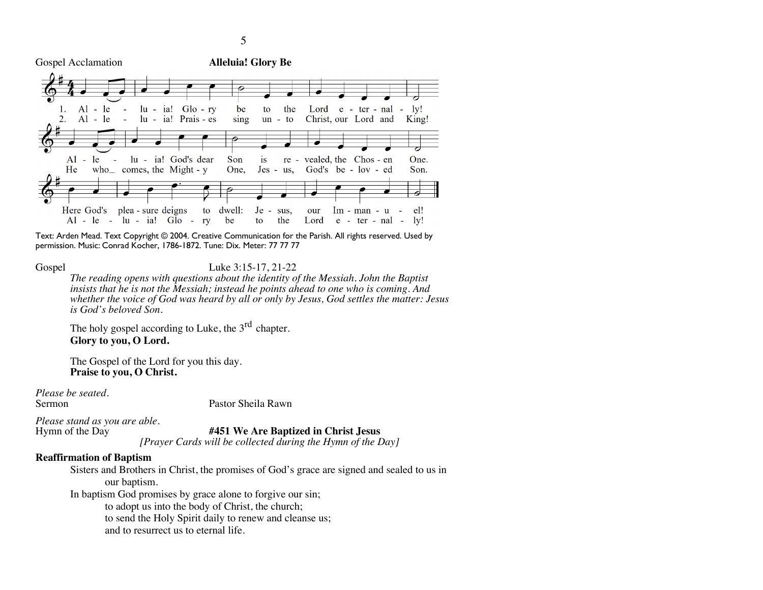Gospel Acclamation **Alleluia! Glory Be**

1. Al - le - lu - ia! Glo - ry be to the Lord e - ter - nal - ly!
2. Al - le - lu - ia! Prais - es sing un - to Christ, our Lord and King!

Al - le - lu - ia! God's dear Son is re - vealed, the Chos - en One.
He who_ comes, the Might - y One, Jes - us, God's be - lov - ed Son.

Here God's plea - sure deigns to dwell: Je - sus, our Im - man - u - el!
Al - le - lu - ia! Glo - ry be to the Lord e - ter - nal - ly!

Text: Arden Mead. Text Copyright © 2004. Creative Communication for the Parish. All rights reserved. Used by permission. Music: Conrad Kocher, 1786-1872. Tune: Dix. Meter: 77 77 77

Gospel Luke 3:15-17, 21-22

*The reading opens with questions about the identity of the Messiah. John the Baptist insists that he is not the Messiah; instead he points ahead to one who is coming. And whether the voice of God was heard by all or only by Jesus, God settles the matter: Jesus is God's beloved Son.*

The holy gospel according to Luke, the 3rd chapter.
**Glory to you, O Lord.**

The Gospel of the Lord for you this day.
**Praise to you, O Christ.**

*Please be seated.*
Sermon Pastor Sheila Rawn

*Please stand as you are able.*
Hymn of the Day **#451 We Are Baptized in Christ Jesus**
*[Prayer Cards will be collected during the Hymn of the Day]*

**Reaffirmation of Baptism**

Sisters and Brothers in Christ, the promises of God's grace are signed and sealed to us in our baptism.

In baptism God promises by grace alone to forgive our sin;
to adopt us into the body of Christ, the church;
to send the Holy Spirit daily to renew and cleanse us;
and to resurrect us to eternal life.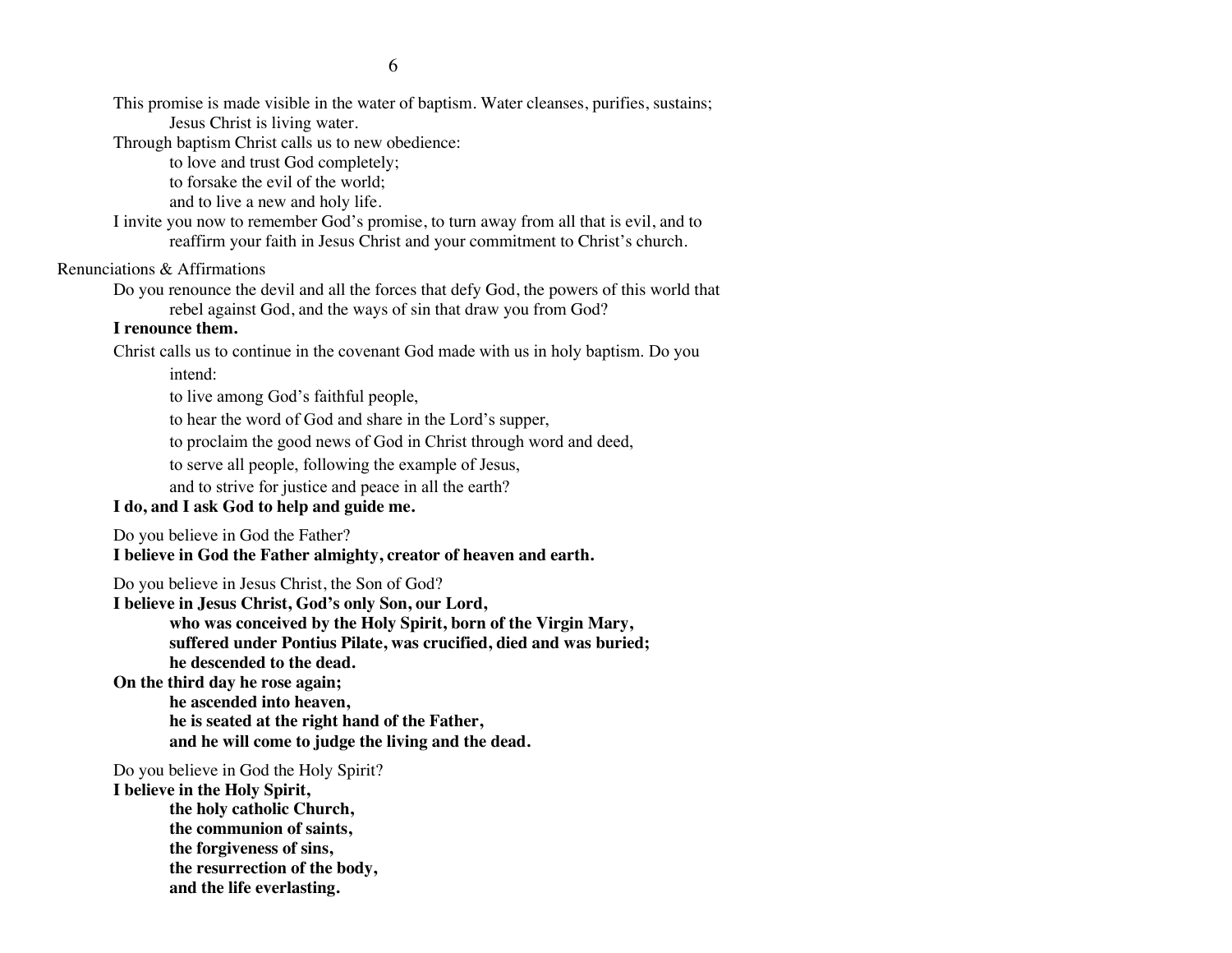This promise is made visible in the water of baptism. Water cleanses, purifies, sustains;
Jesus Christ is living water.

Through baptism Christ calls us to new obedience:
to love and trust God completely;
to forsake the evil of the world;
and to live a new and holy life.

I invite you now to remember God's promise, to turn away from all that is evil, and to reaffirm your faith in Jesus Christ and your commitment to Christ's church.

Renunciations & Affirmations

Do you renounce the devil and all the forces that defy God, the powers of this world that rebel against God, and the ways of sin that draw you from God?

**I renounce them.**

Christ calls us to continue in the covenant God made with us in holy baptism. Do you intend:
to live among God's faithful people,
to hear the word of God and share in the Lord's supper,
to proclaim the good news of God in Christ through word and deed,
to serve all people, following the example of Jesus,
and to strive for justice and peace in all the earth?

**I do, and I ask God to help and guide me.**

Do you believe in God the Father?

**I believe in God the Father almighty, creator of heaven and earth.**

Do you believe in Jesus Christ, the Son of God?

**I believe in Jesus Christ, God's only Son, our Lord,**
**who was conceived by the Holy Spirit, born of the Virgin Mary,**
**suffered under Pontius Pilate, was crucified, died and was buried;**
**he descended to the dead.**
**On the third day he rose again;**
**he ascended into heaven,**
**he is seated at the right hand of the Father,**
**and he will come to judge the living and the dead.**

Do you believe in God the Holy Spirit?

**I believe in the Holy Spirit,**
**the holy catholic Church,**
**the communion of saints,**
**the forgiveness of sins,**
**the resurrection of the body,**
**and the life everlasting.**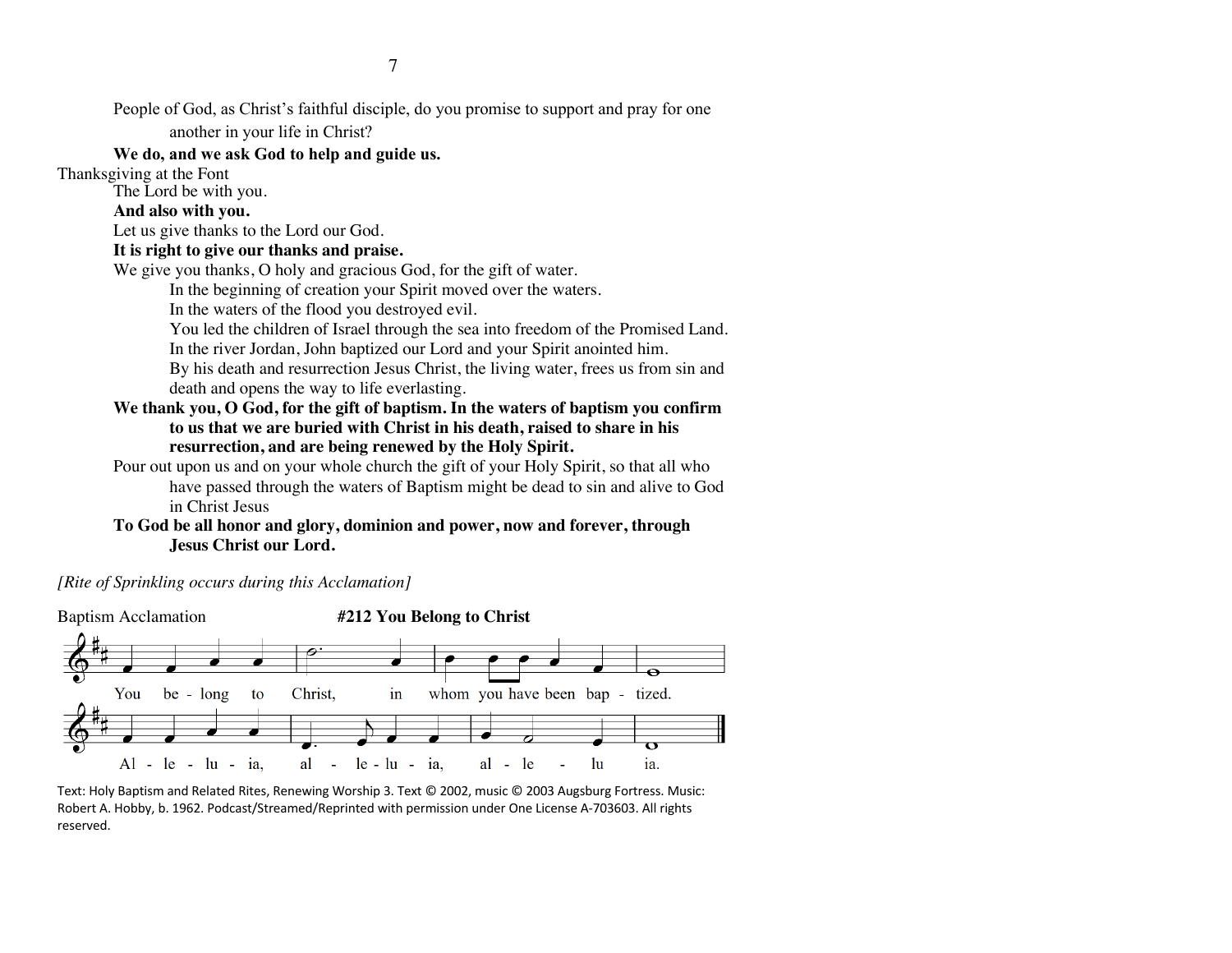People of God, as Christ's faithful disciple, do you promise to support and pray for one another in your life in Christ?

**We do, and we ask God to help and guide us.**

Thanksgiving at the Font

The Lord be with you.

**And also with you.**

Let us give thanks to the Lord our God.

**It is right to give our thanks and praise.**

We give you thanks, O holy and gracious God, for the gift of water.

In the beginning of creation your Spirit moved over the waters.
In the waters of the flood you destroyed evil.
You led the children of Israel through the sea into freedom of the Promised Land.
In the river Jordan, John baptized our Lord and your Spirit anointed him.
By his death and resurrection Jesus Christ, the living water, frees us from sin and death and opens the way to life everlasting.

**We thank you, O God, for the gift of baptism. In the waters of baptism you confirm to us that we are buried with Christ in his death, raised to share in his resurrection, and are being renewed by the Holy Spirit.**

Pour out upon us and on your whole church the gift of your Holy Spirit, so that all who have passed through the waters of Baptism might be dead to sin and alive to God in Christ Jesus

**To God be all honor and glory, dominion and power, now and forever, through Jesus Christ our Lord.**

*[Rite of Sprinkling occurs during this Acclamation]*

Baptism Acclamation **#212 You Belong to Christ**

You be - long to Christ, in whom you have been bap - tized.
Al - le - lu - ia, al - le - lu - ia, al - le - lu ia.

Text: Holy Baptism and Related Rites, Renewing Worship 3. Text © 2002, music © 2003 Augsburg Fortress. Music: Robert A. Hobby, b. 1962. Podcast/Streamed/Reprinted with permission under One License A-703603. All rights reserved.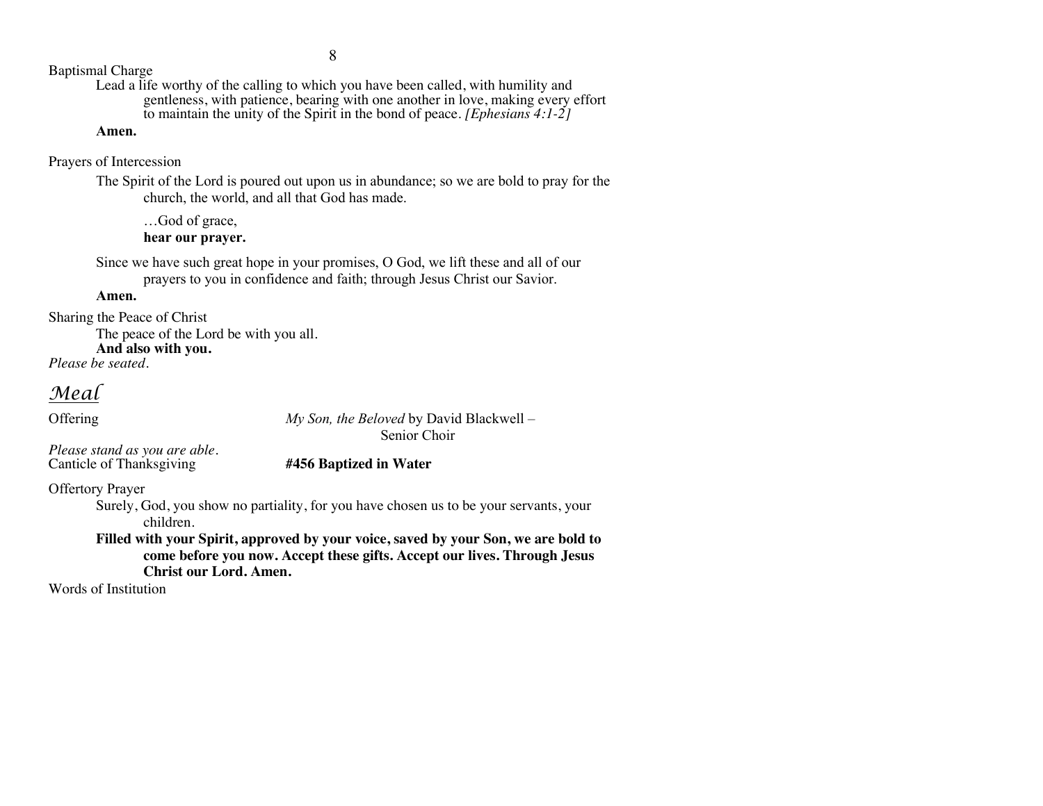Baptismal Charge

Lead a life worthy of the calling to which you have been called, with humility and gentleness, with patience, bearing with one another in love, making every effort to maintain the unity of the Spirit in the bond of peace. *[Ephesians 4:1-2]*

**Amen.**

Prayers of Intercession

The Spirit of the Lord is poured out upon us in abundance; so we are bold to pray for the church, the world, and all that God has made.

…God of grace,
**hear our prayer.**

Since we have such great hope in your promises, O God, we lift these and all of our prayers to you in confidence and faith; through Jesus Christ our Savior.

**Amen.**

Sharing the Peace of Christ

The peace of the Lord be with you all.
**And also with you.**

*Please be seated.*

## *Meal*

Offering — *My Son, the Beloved* by David Blackwell – Senior Choir

*Please stand as you are able.*

Canticle of Thanksgiving — **#456 Baptized in Water**

Offertory Prayer

Surely, God, you show no partiality, for you have chosen us to be your servants, your children.

**Filled with your Spirit, approved by your voice, saved by your Son, we are bold to come before you now. Accept these gifts. Accept our lives. Through Jesus Christ our Lord. Amen.**

Words of Institution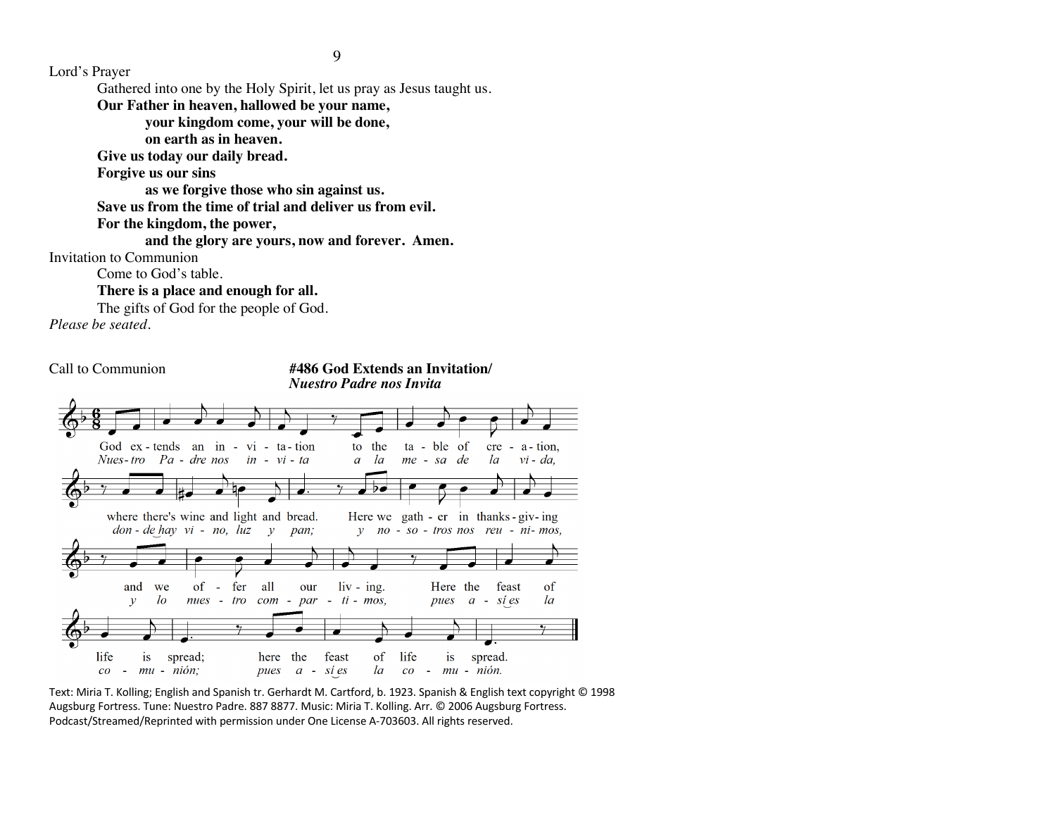Lord's Prayer

Gathered into one by the Holy Spirit, let us pray as Jesus taught us.

**Our Father in heaven, hallowed be your name,**
**your kingdom come, your will be done,**
**on earth as in heaven.**
**Give us today our daily bread.**
**Forgive us our sins**
**as we forgive those who sin against us.**
**Save us from the time of trial and deliver us from evil.**
**For the kingdom, the power,**
**and the glory are yours, now and forever. Amen.**

Invitation to Communion

Come to God's table.
**There is a place and enough for all.**
The gifts of God for the people of God.

*Please be seated.*

Call to Communion **#486 God Extends an Invitation/** ***Nuestro Padre nos Invita***

God extends an invitation to the table of creation,
where there's wine and light and bread.
Here we gather in thanksgiving
and we offer all our living.
Here the feast of life is spread;
here the feast of life is spread.

*Nuestro Padre nos invita a la mesa de la vida,*
*donde hay vino, luz y pan;*
*y nosotros nos reunimos*
*y lo nuestro compartimos,*
*pues así es la comunión;*
*pues así es la comunión.*

Text: Miria T. Kolling; English and Spanish tr. Gerhardt M. Cartford, b. 1923. Spanish & English text copyright © 1998 Augsburg Fortress. Tune: Nuestro Padre. 887 8877. Music: Miria T. Kolling. Arr. © 2006 Augsburg Fortress. Podcast/Streamed/Reprinted with permission under One License A-703603. All rights reserved.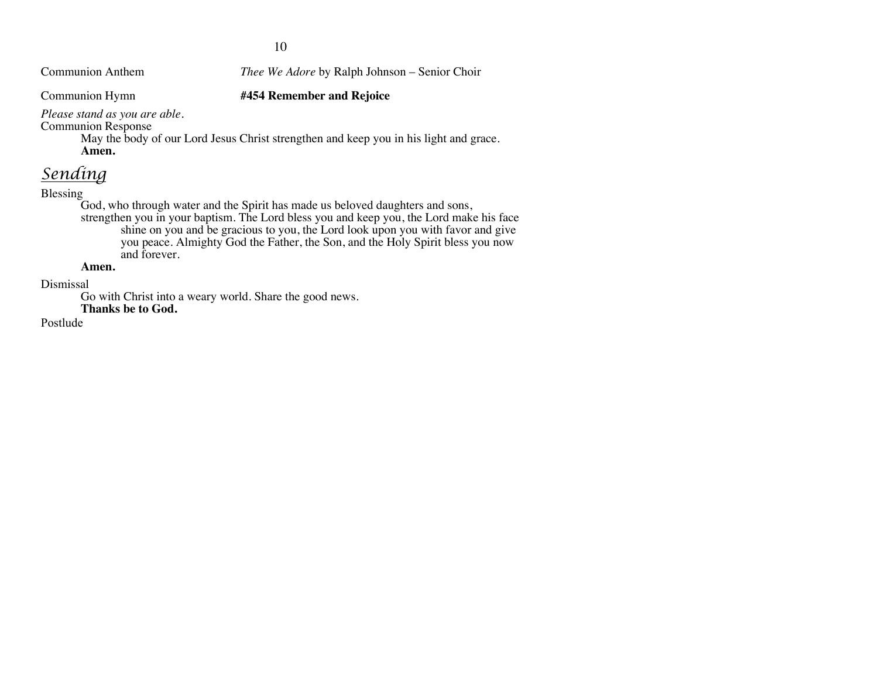Communion Anthem *Thee We Adore* by Ralph Johnson – Senior Choir

Communion Hymn **#454 Remember and Rejoice**

*Please stand as you are able.*

Communion Response

May the body of our Lord Jesus Christ strengthen and keep you in his light and grace.
**Amen.**

## Sending

Blessing

God, who through water and the Spirit has made us beloved daughters and sons, strengthen you in your baptism. The Lord bless you and keep you, the Lord make his face shine on you and be gracious to you, the Lord look upon you with favor and give you peace. Almighty God the Father, the Son, and the Holy Spirit bless you now and forever.
**Amen.**

Dismissal

Go with Christ into a weary world. Share the good news.
**Thanks be to God.**

Postlude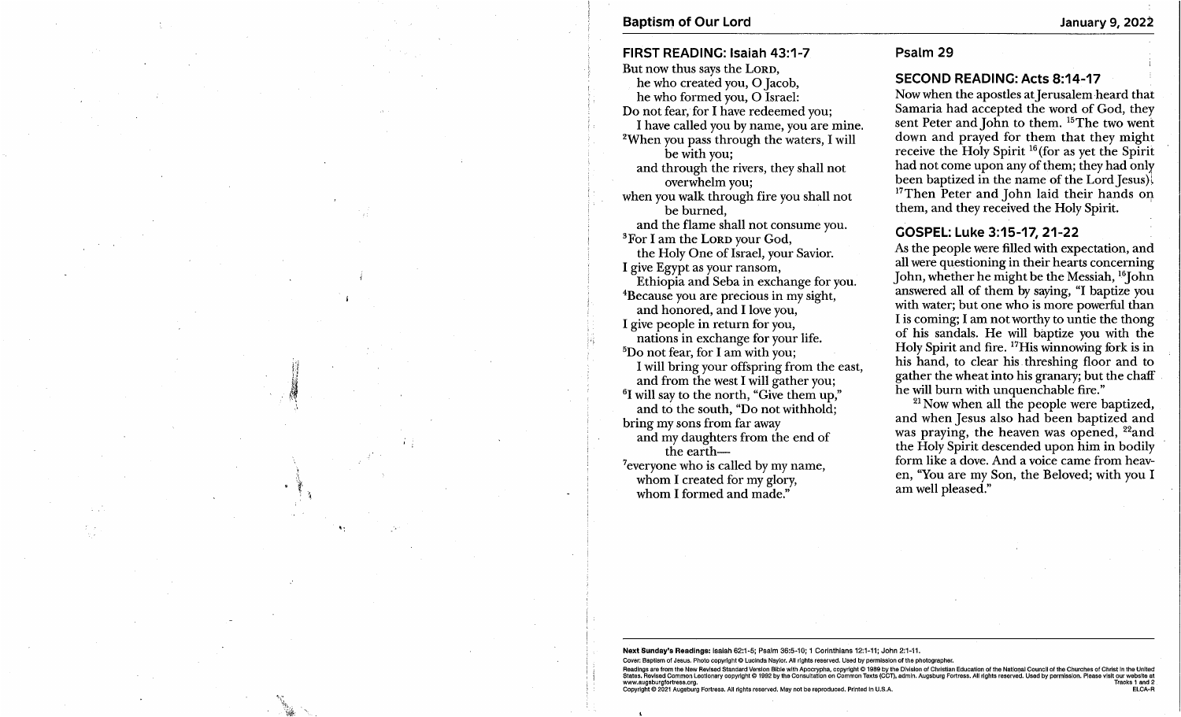**Baptism of Our Lord** — **January 9, 2022**

## FIRST READING: Isaiah 43:1-7

But now thus says the LORD,
he who created you, O Jacob,
he who formed you, O Israel:
Do not fear, for I have redeemed you;
I have called you by name, you are mine.
[2]When you pass through the waters, I will be with you;
and through the rivers, they shall not overwhelm you;
when you walk through fire you shall not be burned,
and the flame shall not consume you.
[3]For I am the LORD your God,
the Holy One of Israel, your Savior.
I give Egypt as your ransom,
Ethiopia and Seba in exchange for you.
[4]Because you are precious in my sight,
and honored, and I love you,
I give people in return for you,
nations in exchange for your life.
[5]Do not fear, for I am with you;
I will bring your offspring from the east,
and from the west I will gather you;
[6]I will say to the north, "Give them up,"
and to the south, "Do not withhold;
bring my sons from far away
and my daughters from the end of the earth—
[7]everyone who is called by my name,
whom I created for my glory,
whom I formed and made."

## Psalm 29

## SECOND READING: Acts 8:14-17

Now when the apostles at Jerusalem heard that Samaria had accepted the word of God, they sent Peter and John to them. [15]The two went down and prayed for them that they might receive the Holy Spirit [16](for as yet the Spirit had not come upon any of them; they had only been baptized in the name of the Lord Jesus). [17]Then Peter and John laid their hands on them, and they received the Holy Spirit.

## GOSPEL: Luke 3:15-17, 21-22

As the people were filled with expectation, and all were questioning in their hearts concerning John, whether he might be the Messiah, [16]John answered all of them by saying, "I baptize you with water; but one who is more powerful than I is coming; I am not worthy to untie the thong of his sandals. He will baptize you with the Holy Spirit and fire. [17]His winnowing fork is in his hand, to clear his threshing floor and to gather the wheat into his granary; but the chaff he will burn with unquenchable fire."

[21]Now when all the people were baptized, and when Jesus also had been baptized and was praying, the heaven was opened, [22]and the Holy Spirit descended upon him in bodily form like a dove. And a voice came from heaven, "You are my Son, the Beloved; with you I am well pleased."

---

**Next Sunday's Readings:** Isaiah 62:1-5; Psalm 36:5-10; 1 Corinthians 12:1-11; John 2:1-11.

Cover: Baptism of Jesus. Photo copyright © Lucinda Naylor. All rights reserved. Used by permission of the photographer.

Readings are from the New Revised Standard Version Bible with Apocrypha, copyright © 1989 by the Division of Christian Education of the National Council of the Churches of Christ in the United States. Revised Common Lectionary copyright © 1992 by the Consultation on Common Texts (CCT), admin. Augsburg Fortress. All rights reserved. Used by permission. Please visit our website at www.augsburgfortress.org. Tracks 1 and 2

Copyright © 2021 Augsburg Fortress. All rights reserved. May not be reproduced. Printed in U.S.A. ELCA-R